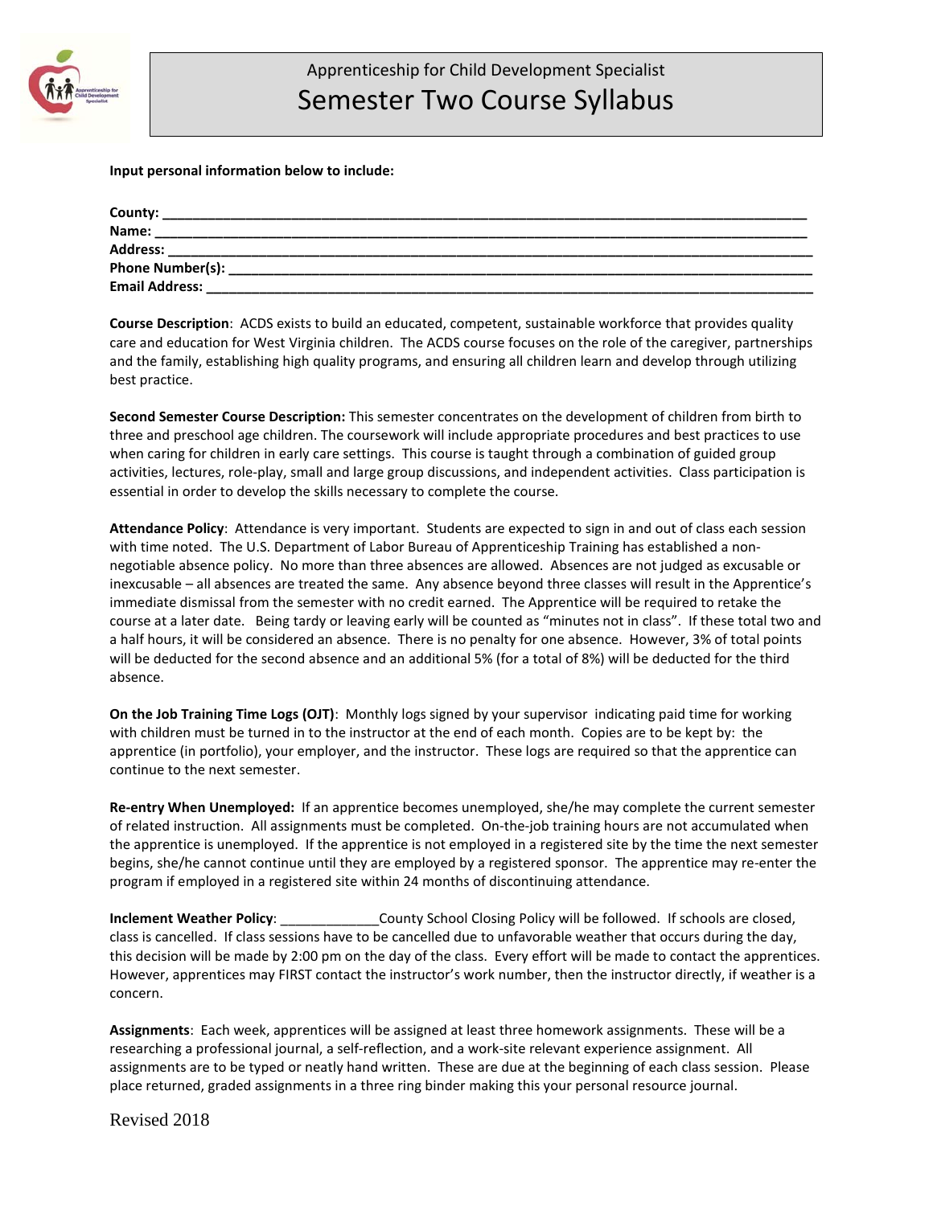Apprenticeship for Child Development Specialist

# Semester Two Course Syllabus

**Input personal information below to include:**

**County:** ______________________________________________________________________________
**Name:** _______________________________________________________________________________
**Address:** _____________________________________________________________________________
**Phone Number(s):** ______________________________________________________________________
**Email Address:** ________________________________________________________________________

**Course Description**: ACDS exists to build an educated, competent, sustainable workforce that provides quality care and education for West Virginia children. The ACDS course focuses on the role of the caregiver, partnerships and the family, establishing high quality programs, and ensuring all children learn and develop through utilizing best practice.

**Second Semester Course Description:** This semester concentrates on the development of children from birth to three and preschool age children. The coursework will include appropriate procedures and best practices to use when caring for children in early care settings. This course is taught through a combination of guided group activities, lectures, role-play, small and large group discussions, and independent activities. Class participation is essential in order to develop the skills necessary to complete the course.

**Attendance Policy**: Attendance is very important. Students are expected to sign in and out of class each session with time noted. The U.S. Department of Labor Bureau of Apprenticeship Training has established a non-negotiable absence policy. No more than three absences are allowed. Absences are not judged as excusable or inexcusable – all absences are treated the same. Any absence beyond three classes will result in the Apprentice's immediate dismissal from the semester with no credit earned. The Apprentice will be required to retake the course at a later date. Being tardy or leaving early will be counted as "minutes not in class". If these total two and a half hours, it will be considered an absence. There is no penalty for one absence. However, 3% of total points will be deducted for the second absence and an additional 5% (for a total of 8%) will be deducted for the third absence.

**On the Job Training Time Logs (OJT)**: Monthly logs signed by your supervisor indicating paid time for working with children must be turned in to the instructor at the end of each month. Copies are to be kept by: the apprentice (in portfolio), your employer, and the instructor. These logs are required so that the apprentice can continue to the next semester.

**Re-entry When Unemployed:** If an apprentice becomes unemployed, she/he may complete the current semester of related instruction. All assignments must be completed. On-the-job training hours are not accumulated when the apprentice is unemployed. If the apprentice is not employed in a registered site by the time the next semester begins, she/he cannot continue until they are employed by a registered sponsor. The apprentice may re-enter the program if employed in a registered site within 24 months of discontinuing attendance.

**Inclement Weather Policy**: _____________County School Closing Policy will be followed. If schools are closed, class is cancelled. If class sessions have to be cancelled due to unfavorable weather that occurs during the day, this decision will be made by 2:00 pm on the day of the class. Every effort will be made to contact the apprentices. However, apprentices may FIRST contact the instructor's work number, then the instructor directly, if weather is a concern.

**Assignments**: Each week, apprentices will be assigned at least three homework assignments. These will be a researching a professional journal, a self-reflection, and a work-site relevant experience assignment. All assignments are to be typed or neatly hand written. These are due at the beginning of each class session. Please place returned, graded assignments in a three ring binder making this your personal resource journal.

Revised 2018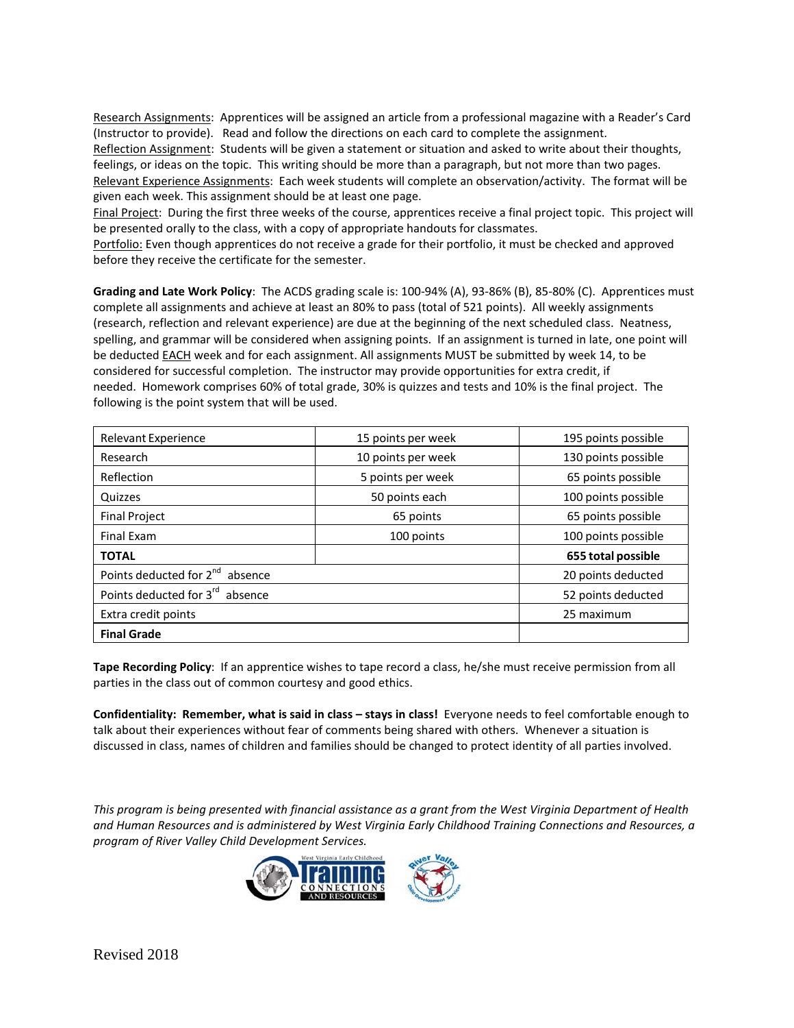Research Assignments: Apprentices will be assigned an article from a professional magazine with a Reader's Card (Instructor to provide). Read and follow the directions on each card to complete the assignment.
Reflection Assignment: Students will be given a statement or situation and asked to write about their thoughts, feelings, or ideas on the topic. This writing should be more than a paragraph, but not more than two pages.
Relevant Experience Assignments: Each week students will complete an observation/activity. The format will be given each week. This assignment should be at least one page.
Final Project: During the first three weeks of the course, apprentices receive a final project topic. This project will be presented orally to the class, with a copy of appropriate handouts for classmates.
Portfolio: Even though apprentices do not receive a grade for their portfolio, it must be checked and approved before they receive the certificate for the semester.

**Grading and Late Work Policy**: The ACDS grading scale is: 100-94% (A), 93-86% (B), 85-80% (C). Apprentices must complete all assignments and achieve at least an 80% to pass (total of 521 points). All weekly assignments (research, reflection and relevant experience) are due at the beginning of the next scheduled class. Neatness, spelling, and grammar will be considered when assigning points. If an assignment is turned in late, one point will be deducted EACH week and for each assignment. All assignments MUST be submitted by week 14, to be considered for successful completion. The instructor may provide opportunities for extra credit, if needed. Homework comprises 60% of total grade, 30% is quizzes and tests and 10% is the final project. The following is the point system that will be used.

| Relevant Experience | 15 points per week | 195 points possible |
|---|---|---|
| Research | 10 points per week | 130 points possible |
| Reflection | 5 points per week | 65 points possible |
| Quizzes | 50 points each | 100 points possible |
| Final Project | 65 points | 65 points possible |
| Final Exam | 100 points | 100 points possible |
| **TOTAL** | | **655 total possible** |
| Points deducted for 2nd absence | | 20 points deducted |
| Points deducted for 3rd absence | | 52 points deducted |
| Extra credit points | | 25 maximum |
| **Final Grade** | | |

**Tape Recording Policy**: If an apprentice wishes to tape record a class, he/she must receive permission from all parties in the class out of common courtesy and good ethics.

**Confidentiality: Remember, what is said in class – stays in class!** Everyone needs to feel comfortable enough to talk about their experiences without fear of comments being shared with others. Whenever a situation is discussed in class, names of children and families should be changed to protect identity of all parties involved.

*This program is being presented with financial assistance as a grant from the West Virginia Department of Health and Human Resources and is administered by West Virginia Early Childhood Training Connections and Resources, a program of River Valley Child Development Services.*

Revised 2018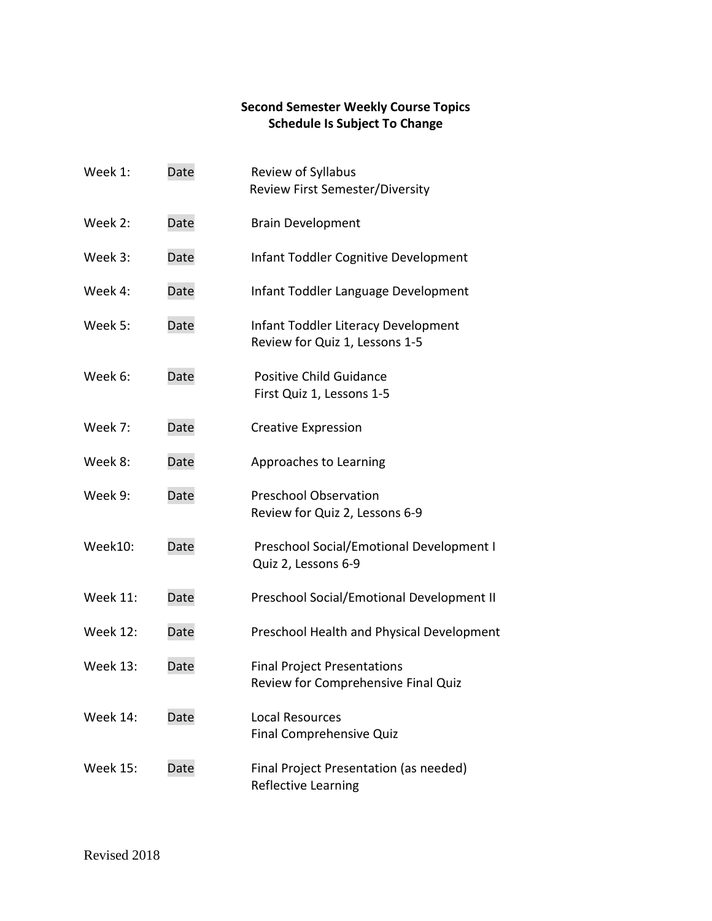**Second Semester Weekly Course Topics**
**Schedule Is Subject To Change**

| | | |
|---|---|---|
| Week 1: | Date | Review of Syllabus<br>Review First Semester/Diversity |
| Week 2: | Date | Brain Development |
| Week 3: | Date | Infant Toddler Cognitive Development |
| Week 4: | Date | Infant Toddler Language Development |
| Week 5: | Date | Infant Toddler Literacy Development<br>Review for Quiz 1, Lessons 1-5 |
| Week 6: | Date | Positive Child Guidance<br>First Quiz 1, Lessons 1-5 |
| Week 7: | Date | Creative Expression |
| Week 8: | Date | Approaches to Learning |
| Week 9: | Date | Preschool Observation<br>Review for Quiz 2, Lessons 6-9 |
| Week10: | Date | Preschool Social/Emotional Development I<br>Quiz 2, Lessons 6-9 |
| Week 11: | Date | Preschool Social/Emotional Development II |
| Week 12: | Date | Preschool Health and Physical Development |
| Week 13: | Date | Final Project Presentations<br>Review for Comprehensive Final Quiz |
| Week 14: | Date | Local Resources<br>Final Comprehensive Quiz |
| Week 15: | Date | Final Project Presentation (as needed)<br>Reflective Learning |

Revised 2018